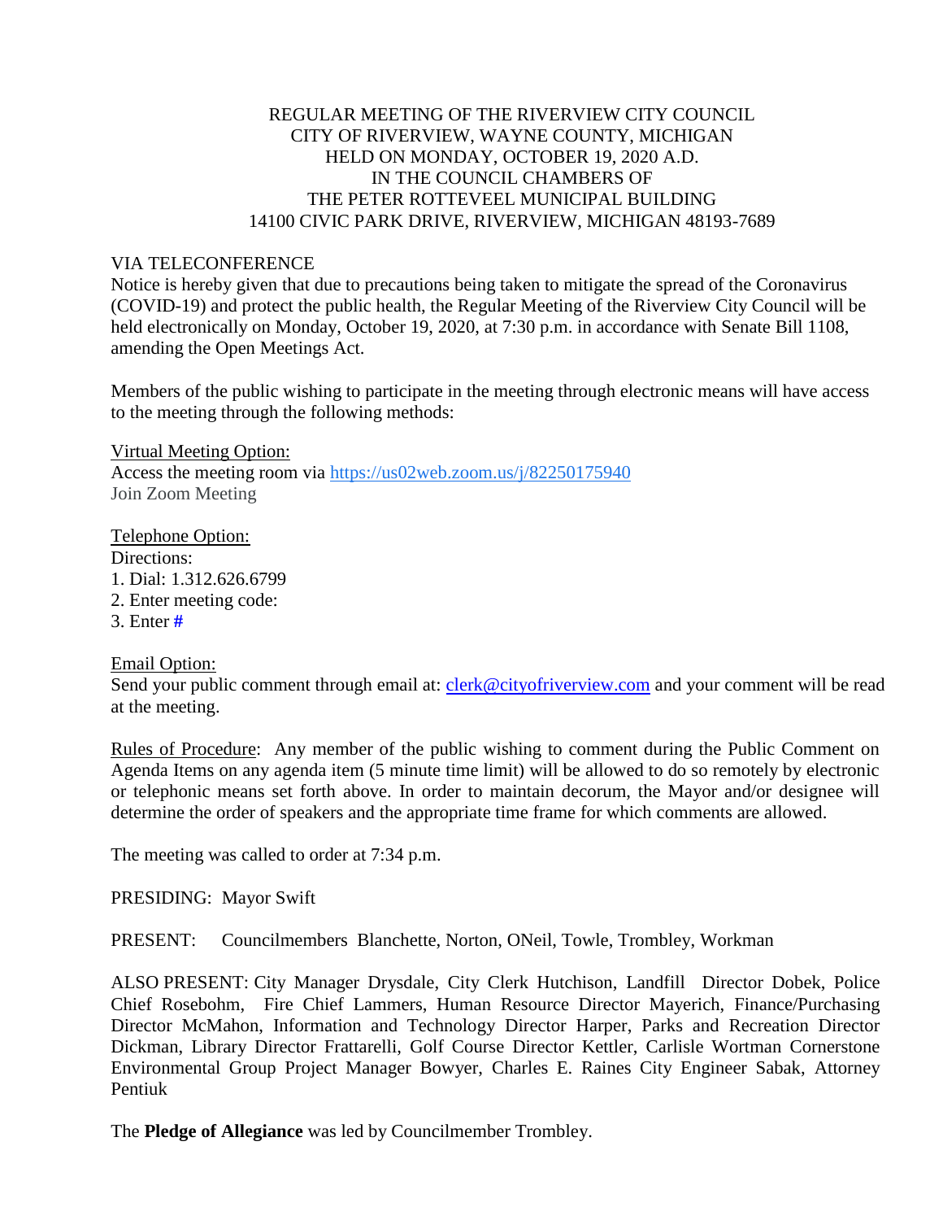REGULAR MEETING OF THE RIVERVIEW CITY COUNCIL
CITY OF RIVERVIEW, WAYNE COUNTY, MICHIGAN
HELD ON MONDAY, OCTOBER 19, 2020 A.D.
IN THE COUNCIL CHAMBERS OF
THE PETER ROTTEVEEL MUNICIPAL BUILDING
14100 CIVIC PARK DRIVE, RIVERVIEW, MICHIGAN 48193-7689

VIA TELECONFERENCE
Notice is hereby given that due to precautions being taken to mitigate the spread of the Coronavirus (COVID-19) and protect the public health, the Regular Meeting of the Riverview City Council will be held electronically on Monday, October 19, 2020, at 7:30 p.m. in accordance with Senate Bill 1108, amending the Open Meetings Act.

Members of the public wishing to participate in the meeting through electronic means will have access to the meeting through the following methods:

Virtual Meeting Option:
Access the meeting room via https://us02web.zoom.us/j/82250175940
Join Zoom Meeting

Telephone Option:
Directions:
1. Dial: 1.312.626.6799
2. Enter meeting code:
3. Enter #

Email Option:
Send your public comment through email at: clerk@cityofriverview.com and your comment will be read at the meeting.

Rules of Procedure: Any member of the public wishing to comment during the Public Comment on Agenda Items on any agenda item (5 minute time limit) will be allowed to do so remotely by electronic or telephonic means set forth above. In order to maintain decorum, the Mayor and/or designee will determine the order of speakers and the appropriate time frame for which comments are allowed.

The meeting was called to order at 7:34 p.m.

PRESIDING: Mayor Swift

PRESENT: Councilmembers Blanchette, Norton, ONeil, Towle, Trombley, Workman

ALSO PRESENT: City Manager Drysdale, City Clerk Hutchison, Landfill Director Dobek, Police Chief Rosebohm, Fire Chief Lammers, Human Resource Director Mayerich, Finance/Purchasing Director McMahon, Information and Technology Director Harper, Parks and Recreation Director Dickman, Library Director Frattarelli, Golf Course Director Kettler, Carlisle Wortman Cornerstone Environmental Group Project Manager Bowyer, Charles E. Raines City Engineer Sabak, Attorney Pentiuk

The **Pledge of Allegiance** was led by Councilmember Trombley.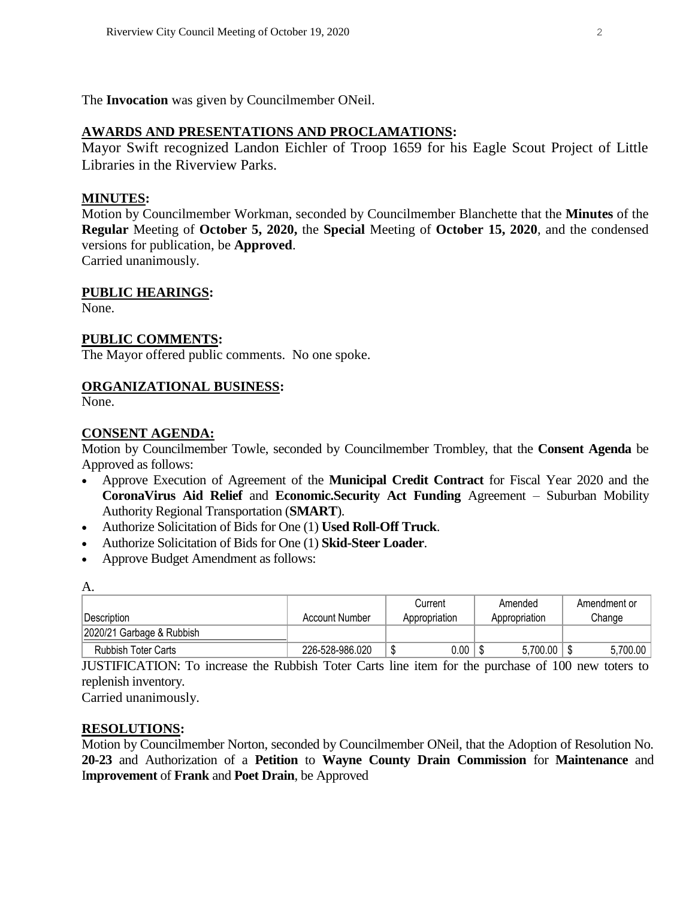The **Invocation** was given by Councilmember ONeil.

## AWARDS AND PRESENTATIONS AND PROCLAMATIONS:

Mayor Swift recognized Landon Eichler of Troop 1659 for his Eagle Scout Project of Little Libraries in the Riverview Parks.

## MINUTES:

Motion by Councilmember Workman, seconded by Councilmember Blanchette that the **Minutes** of the **Regular** Meeting of **October 5, 2020,** the **Special** Meeting of **October 15, 2020**, and the condensed versions for publication, be **Approved**.
Carried unanimously.

## PUBLIC HEARINGS:

None.

## PUBLIC COMMENTS:

The Mayor offered public comments. No one spoke.

## ORGANIZATIONAL BUSINESS:

None.

## CONSENT AGENDA:

Motion by Councilmember Towle, seconded by Councilmember Trombley, that the **Consent Agenda** be Approved as follows:

- Approve Execution of Agreement of the **Municipal Credit Contract** for Fiscal Year 2020 and the **CoronaVirus Aid Relief** and **Economic.Security Act Funding** Agreement – Suburban Mobility Authority Regional Transportation (**SMART**).
- Authorize Solicitation of Bids for One (1) **Used Roll-Off Truck**.
- Authorize Solicitation of Bids for One (1) **Skid-Steer Loader**.
- Approve Budget Amendment as follows:

A.

| Description | Account Number | Current Appropriation | Amended Appropriation | Amendment or Change |
|---|---|---|---|---|
| 2020/21 Garbage & Rubbish | | | | |
| Rubbish Toter Carts | 226-528-986.020 | $ 0.00 | $ 5,700.00 | $ 5,700.00 |

JUSTIFICATION: To increase the Rubbish Toter Carts line item for the purchase of 100 new toters to replenish inventory.
Carried unanimously.

## RESOLUTIONS:

Motion by Councilmember Norton, seconded by Councilmember ONeil, that the Adoption of Resolution No. **20-23** and Authorization of a **Petition** to **Wayne County Drain Commission** for **Maintenance** and I**mprovement** of **Frank** and **Poet Drain**, be Approved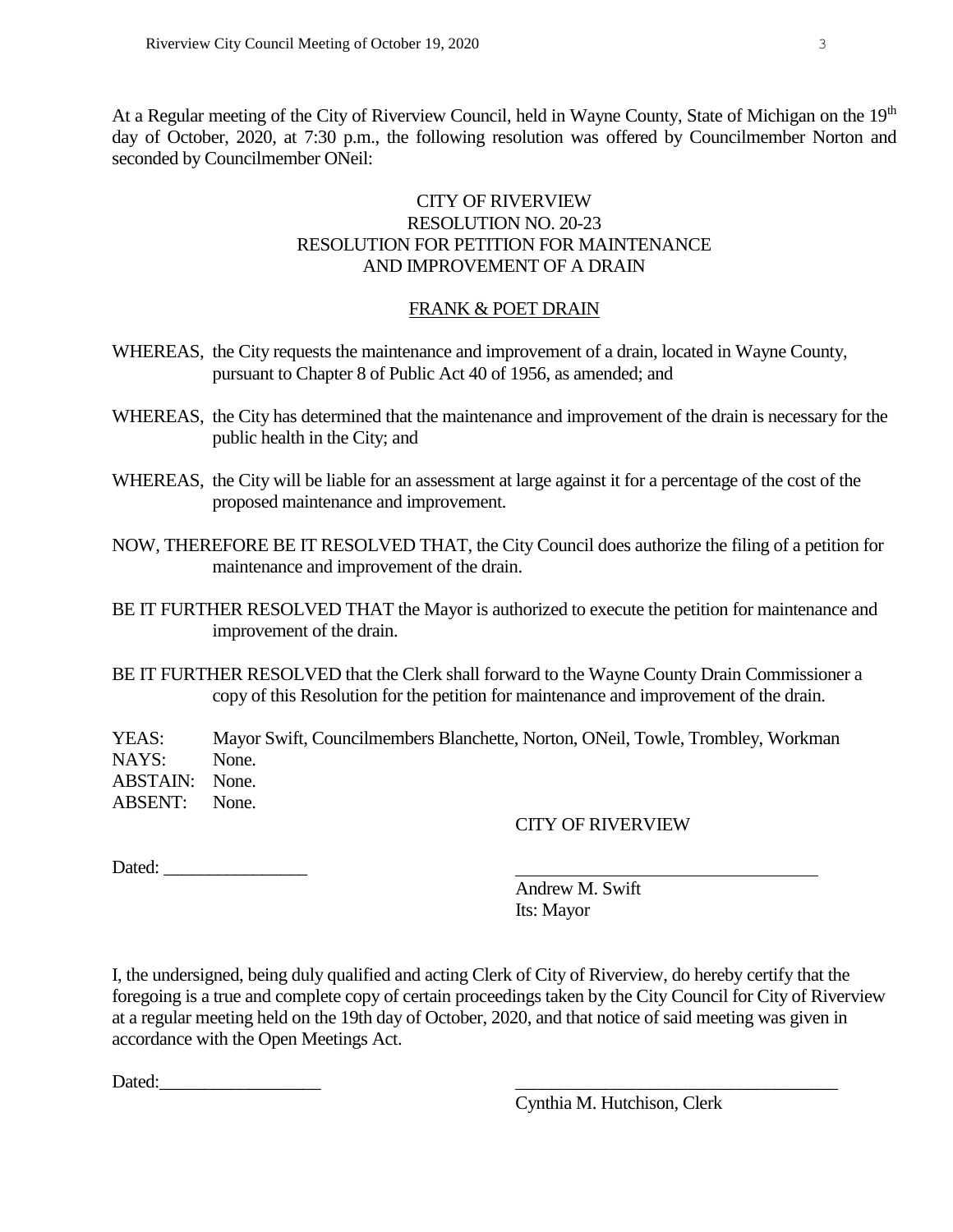At a Regular meeting of the City of Riverview Council, held in Wayne County, State of Michigan on the 19th day of October, 2020, at 7:30 p.m., the following resolution was offered by Councilmember Norton and seconded by Councilmember ONeil:

CITY OF RIVERVIEW
RESOLUTION NO. 20-23
RESOLUTION FOR PETITION FOR MAINTENANCE AND IMPROVEMENT OF A DRAIN

FRANK & POET DRAIN

WHEREAS, the City requests the maintenance and improvement of a drain, located in Wayne County, pursuant to Chapter 8 of Public Act 40 of 1956, as amended; and

WHEREAS, the City has determined that the maintenance and improvement of the drain is necessary for the public health in the City; and

WHEREAS, the City will be liable for an assessment at large against it for a percentage of the cost of the proposed maintenance and improvement.

NOW, THEREFORE BE IT RESOLVED THAT, the City Council does authorize the filing of a petition for maintenance and improvement of the drain.

BE IT FURTHER RESOLVED THAT the Mayor is authorized to execute the petition for maintenance and improvement of the drain.

BE IT FURTHER RESOLVED that the Clerk shall forward to the Wayne County Drain Commissioner a copy of this Resolution for the petition for maintenance and improvement of the drain.

YEAS: Mayor Swift, Councilmembers Blanchette, Norton, ONeil, Towle, Trombley, Workman
NAYS: None.
ABSTAIN: None.
ABSENT: None.

CITY OF RIVERVIEW

Dated: ________________

__________________________________
Andrew M. Swift
Its: Mayor

I, the undersigned, being duly qualified and acting Clerk of City of Riverview, do hereby certify that the foregoing is a true and complete copy of certain proceedings taken by the City Council for City of Riverview at a regular meeting held on the 19th day of October, 2020, and that notice of said meeting was given in accordance with the Open Meetings Act.

Dated:_________________

____________________________________
Cynthia M. Hutchison, Clerk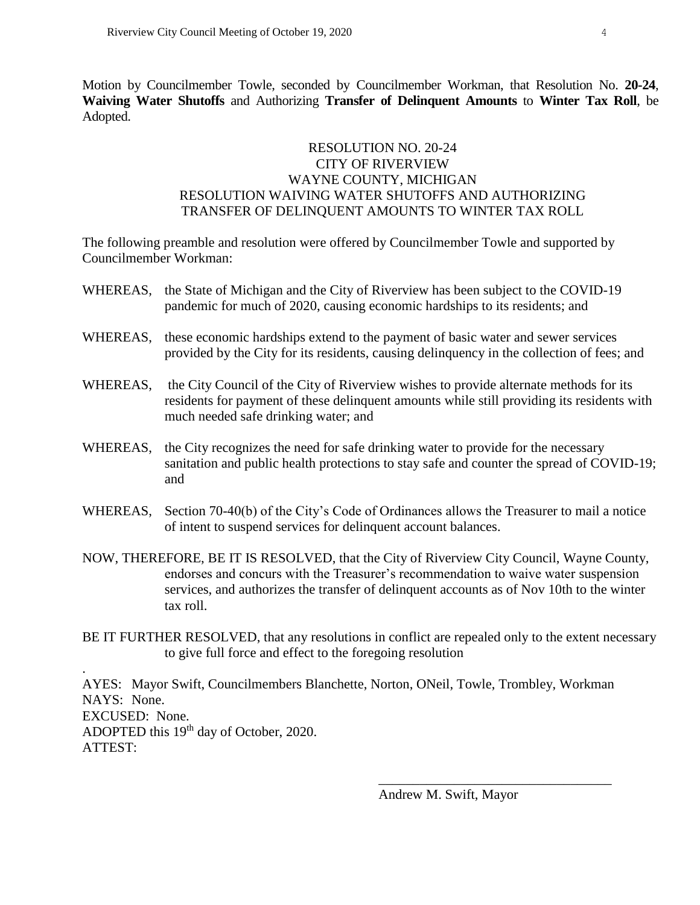Motion by Councilmember Towle, seconded by Councilmember Workman, that Resolution No. **20-24**, **Waiving Water Shutoffs** and Authorizing **Transfer of Delinquent Amounts** to **Winter Tax Roll**, be Adopted.

RESOLUTION NO. 20-24
CITY OF RIVERVIEW
WAYNE COUNTY, MICHIGAN
RESOLUTION WAIVING WATER SHUTOFFS AND AUTHORIZING TRANSFER OF DELINQUENT AMOUNTS TO WINTER TAX ROLL

The following preamble and resolution were offered by Councilmember Towle and supported by Councilmember Workman:

WHEREAS, the State of Michigan and the City of Riverview has been subject to the COVID-19 pandemic for much of 2020, causing economic hardships to its residents; and

WHEREAS, these economic hardships extend to the payment of basic water and sewer services provided by the City for its residents, causing delinquency in the collection of fees; and

WHEREAS, the City Council of the City of Riverview wishes to provide alternate methods for its residents for payment of these delinquent amounts while still providing its residents with much needed safe drinking water; and

WHEREAS, the City recognizes the need for safe drinking water to provide for the necessary sanitation and public health protections to stay safe and counter the spread of COVID-19; and

WHEREAS, Section 70-40(b) of the City's Code of Ordinances allows the Treasurer to mail a notice of intent to suspend services for delinquent account balances.

NOW, THEREFORE, BE IT IS RESOLVED, that the City of Riverview City Council, Wayne County, endorses and concurs with the Treasurer's recommendation to waive water suspension services, and authorizes the transfer of delinquent accounts as of Nov 10th to the winter tax roll.

BE IT FURTHER RESOLVED, that any resolutions in conflict are repealed only to the extent necessary to give full force and effect to the foregoing resolution

.

AYES: Mayor Swift, Councilmembers Blanchette, Norton, ONeil, Towle, Trombley, Workman
NAYS: None.
EXCUSED: None.
ADOPTED this 19th day of October, 2020.
ATTEST:

\_\_\_\_\_\_\_\_\_\_\_\_\_\_\_\_\_\_\_\_\_\_\_\_\_\_\_\_\_\_\_\_\_\_
Andrew M. Swift, Mayor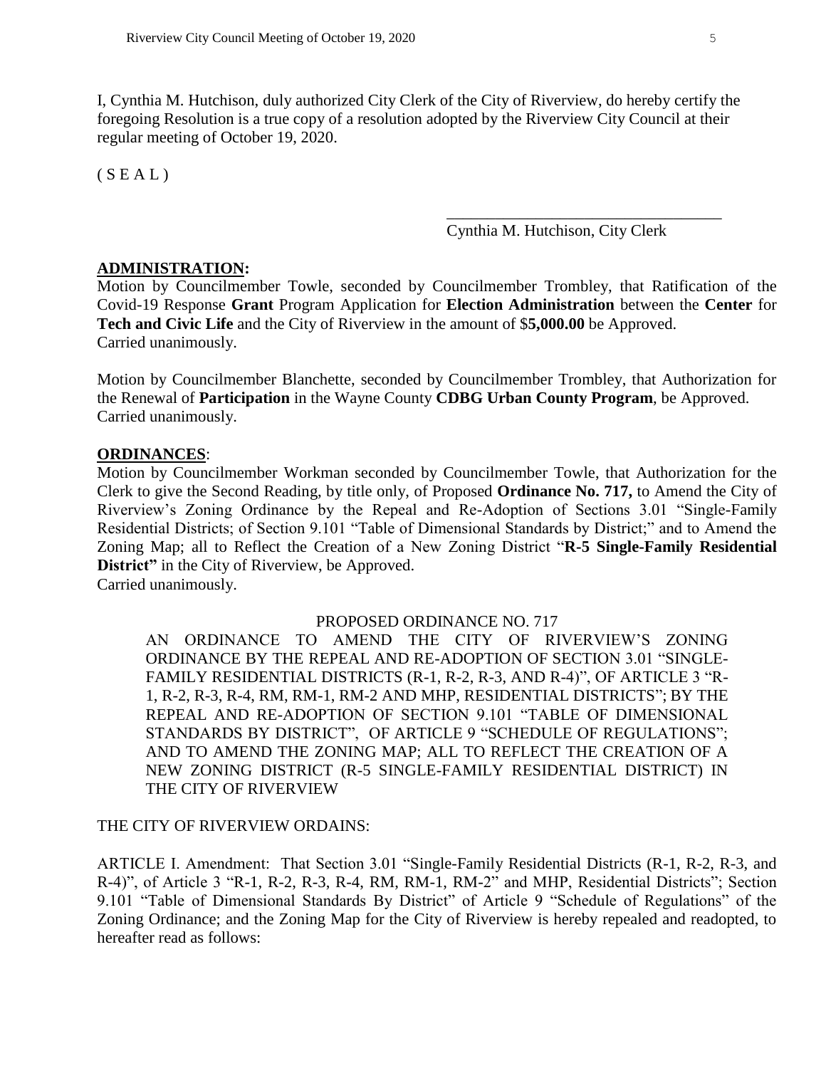I, Cynthia M. Hutchison, duly authorized City Clerk of the City of Riverview, do hereby certify the foregoing Resolution is a true copy of a resolution adopted by the Riverview City Council at their regular meeting of October 19, 2020.

( S E A L )

\_\_\_\_\_\_\_\_\_\_\_\_\_\_\_\_\_\_\_\_\_\_\_\_\_\_\_\_\_\_\_\_\_\_
Cynthia M. Hutchison, City Clerk

**ADMINISTRATION:**

Motion by Councilmember Towle, seconded by Councilmember Trombley, that Ratification of the Covid-19 Response **Grant** Program Application for **Election Administration** between the **Center** for **Tech and Civic Life** and the City of Riverview in the amount of $**5,000.00** be Approved.
Carried unanimously.

Motion by Councilmember Blanchette, seconded by Councilmember Trombley, that Authorization for the Renewal of **Participation** in the Wayne County **CDBG Urban County Program**, be Approved.
Carried unanimously.

**ORDINANCES**:

Motion by Councilmember Workman seconded by Councilmember Towle, that Authorization for the Clerk to give the Second Reading, by title only, of Proposed **Ordinance No. 717,** to Amend the City of Riverview's Zoning Ordinance by the Repeal and Re-Adoption of Sections 3.01 "Single-Family Residential Districts; of Section 9.101 "Table of Dimensional Standards by District;" and to Amend the Zoning Map; all to Reflect the Creation of a New Zoning District "**R-5 Single-Family Residential District"** in the City of Riverview, be Approved.
Carried unanimously.

PROPOSED ORDINANCE NO. 717

AN ORDINANCE TO AMEND THE CITY OF RIVERVIEW'S ZONING ORDINANCE BY THE REPEAL AND RE-ADOPTION OF SECTION 3.01 "SINGLE-FAMILY RESIDENTIAL DISTRICTS (R-1, R-2, R-3, AND R-4)", OF ARTICLE 3 "R-1, R-2, R-3, R-4, RM, RM-1, RM-2 AND MHP, RESIDENTIAL DISTRICTS"; BY THE REPEAL AND RE-ADOPTION OF SECTION 9.101 "TABLE OF DIMENSIONAL STANDARDS BY DISTRICT", OF ARTICLE 9 "SCHEDULE OF REGULATIONS"; AND TO AMEND THE ZONING MAP; ALL TO REFLECT THE CREATION OF A NEW ZONING DISTRICT (R-5 SINGLE-FAMILY RESIDENTIAL DISTRICT) IN THE CITY OF RIVERVIEW

THE CITY OF RIVERVIEW ORDAINS:

ARTICLE I. Amendment: That Section 3.01 "Single-Family Residential Districts (R-1, R-2, R-3, and R-4)", of Article 3 "R-1, R-2, R-3, R-4, RM, RM-1, RM-2" and MHP, Residential Districts"; Section 9.101 "Table of Dimensional Standards By District" of Article 9 "Schedule of Regulations" of the Zoning Ordinance; and the Zoning Map for the City of Riverview is hereby repealed and readopted, to hereafter read as follows: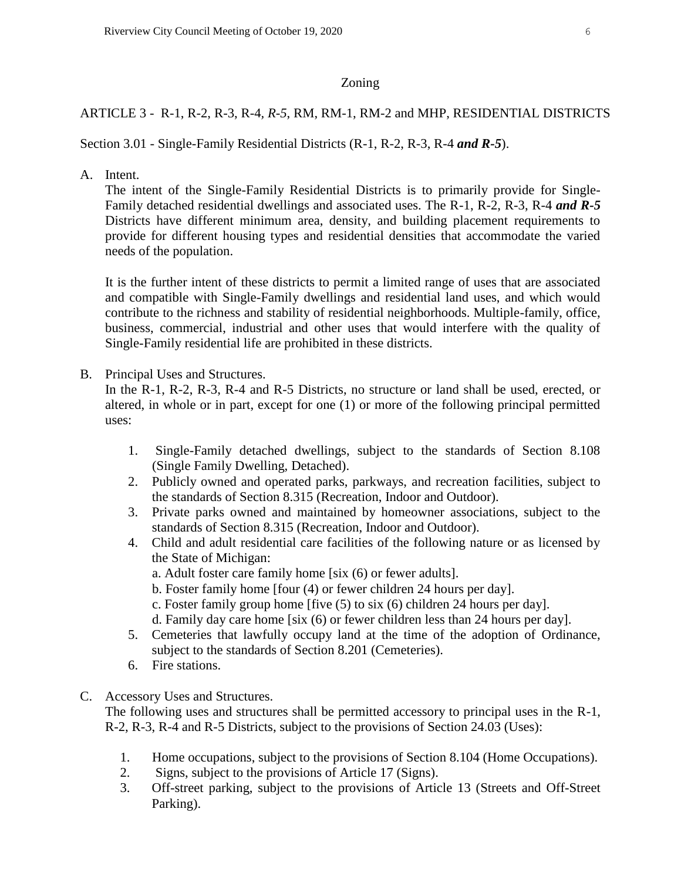Zoning

ARTICLE 3 - R-1, R-2, R-3, R-4, *R-5*, RM, RM-1, RM-2 and MHP, RESIDENTIAL DISTRICTS

Section 3.01 - Single-Family Residential Districts (R-1, R-2, R-3, R-4 ***and R-5***).

A. Intent.

   The intent of the Single-Family Residential Districts is to primarily provide for Single-Family detached residential dwellings and associated uses. The R-1, R-2, R-3, R-4 ***and R-5*** Districts have different minimum area, density, and building placement requirements to provide for different housing types and residential densities that accommodate the varied needs of the population.

   It is the further intent of these districts to permit a limited range of uses that are associated and compatible with Single-Family dwellings and residential land uses, and which would contribute to the richness and stability of residential neighborhoods. Multiple-family, office, business, commercial, industrial and other uses that would interfere with the quality of Single-Family residential life are prohibited in these districts.

B. Principal Uses and Structures.

   In the R-1, R-2, R-3, R-4 and R-5 Districts, no structure or land shall be used, erected, or altered, in whole or in part, except for one (1) or more of the following principal permitted uses:

   1. Single-Family detached dwellings, subject to the standards of Section 8.108 (Single Family Dwelling, Detached).
   2. Publicly owned and operated parks, parkways, and recreation facilities, subject to the standards of Section 8.315 (Recreation, Indoor and Outdoor).
   3. Private parks owned and maintained by homeowner associations, subject to the standards of Section 8.315 (Recreation, Indoor and Outdoor).
   4. Child and adult residential care facilities of the following nature or as licensed by the State of Michigan:
      a. Adult foster care family home [six (6) or fewer adults].
      b. Foster family home [four (4) or fewer children 24 hours per day].
      c. Foster family group home [five (5) to six (6) children 24 hours per day].
      d. Family day care home [six (6) or fewer children less than 24 hours per day].
   5. Cemeteries that lawfully occupy land at the time of the adoption of Ordinance, subject to the standards of Section 8.201 (Cemeteries).
   6. Fire stations.

C. Accessory Uses and Structures.

   The following uses and structures shall be permitted accessory to principal uses in the R-1, R-2, R-3, R-4 and R-5 Districts, subject to the provisions of Section 24.03 (Uses):

   1. Home occupations, subject to the provisions of Section 8.104 (Home Occupations).
   2. Signs, subject to the provisions of Article 17 (Signs).
   3. Off-street parking, subject to the provisions of Article 13 (Streets and Off-Street Parking).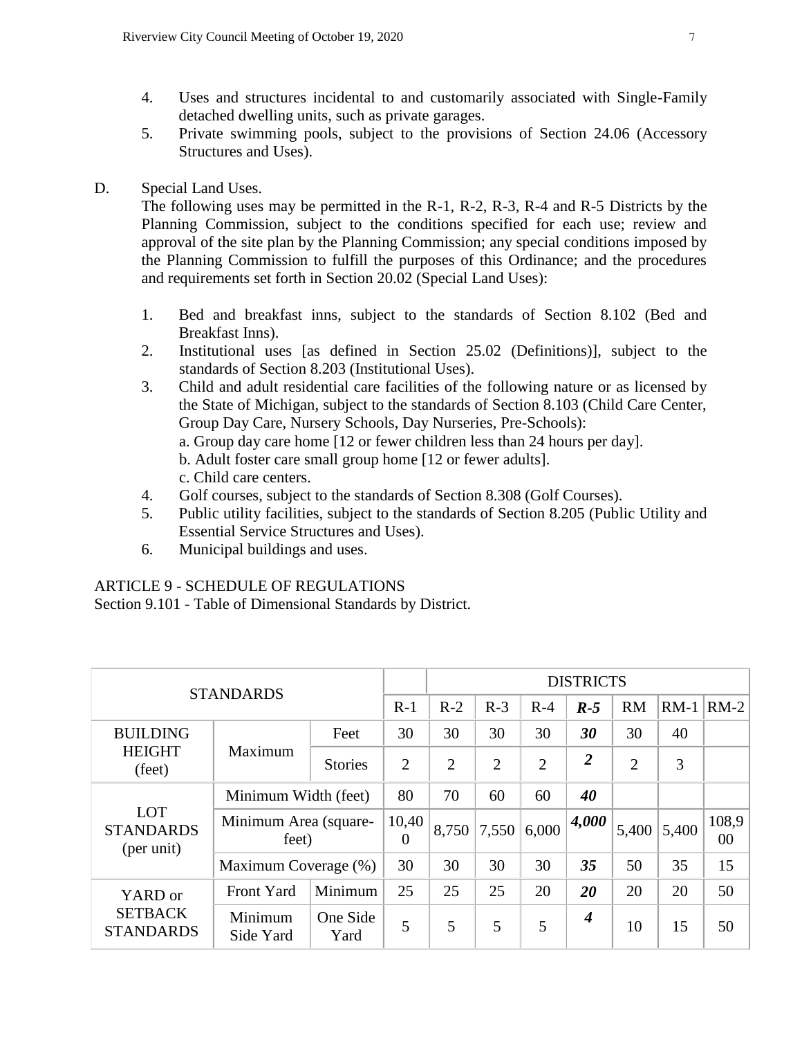4. Uses and structures incidental to and customarily associated with Single-Family detached dwelling units, such as private garages.
5. Private swimming pools, subject to the provisions of Section 24.06 (Accessory Structures and Uses).

D. Special Land Uses.

The following uses may be permitted in the R-1, R-2, R-3, R-4 and R-5 Districts by the Planning Commission, subject to the conditions specified for each use; review and approval of the site plan by the Planning Commission; any special conditions imposed by the Planning Commission to fulfill the purposes of this Ordinance; and the procedures and requirements set forth in Section 20.02 (Special Land Uses):

1. Bed and breakfast inns, subject to the standards of Section 8.102 (Bed and Breakfast Inns).
2. Institutional uses [as defined in Section 25.02 (Definitions)], subject to the standards of Section 8.203 (Institutional Uses).
3. Child and adult residential care facilities of the following nature or as licensed by the State of Michigan, subject to the standards of Section 8.103 (Child Care Center, Group Day Care, Nursery Schools, Day Nurseries, Pre-Schools):
   a. Group day care home [12 or fewer children less than 24 hours per day].
   b. Adult foster care small group home [12 or fewer adults].
   c. Child care centers.
4. Golf courses, subject to the standards of Section 8.308 (Golf Courses).
5. Public utility facilities, subject to the standards of Section 8.205 (Public Utility and Essential Service Structures and Uses).
6. Municipal buildings and uses.

ARTICLE 9 - SCHEDULE OF REGULATIONS
Section 9.101 - Table of Dimensional Standards by District.

| STANDARDS | | | | DISTRICTS | | | | | | |
|---|---|---|---|---|---|---|---|---|---|---|
| | | | R-1 | R-2 | R-3 | R-4 | ***R-5*** | RM | RM-1 | RM-2 |
| BUILDING HEIGHT (feet) | Maximum | Feet | 30 | 30 | 30 | 30 | ***30*** | 30 | 40 | |
| | | Stories | 2 | 2 | 2 | 2 | ***2*** | 2 | 3 | |
| LOT STANDARDS (per unit) | Minimum Width (feet) | | 80 | 70 | 60 | 60 | ***40*** | | | |
| | Minimum Area (square-feet) | | 10,400 | 8,750 | 7,550 | 6,000 | ***4,000*** | 5,400 | 5,400 | 108,900 |
| | Maximum Coverage (%) | | 30 | 30 | 30 | 30 | ***35*** | 50 | 35 | 15 |
| YARD or SETBACK STANDARDS | Front Yard | Minimum | 25 | 25 | 25 | 20 | ***20*** | 20 | 20 | 50 |
| | Minimum Side Yard | One Side Yard | 5 | 5 | 5 | 5 | ***4*** | 10 | 15 | 50 |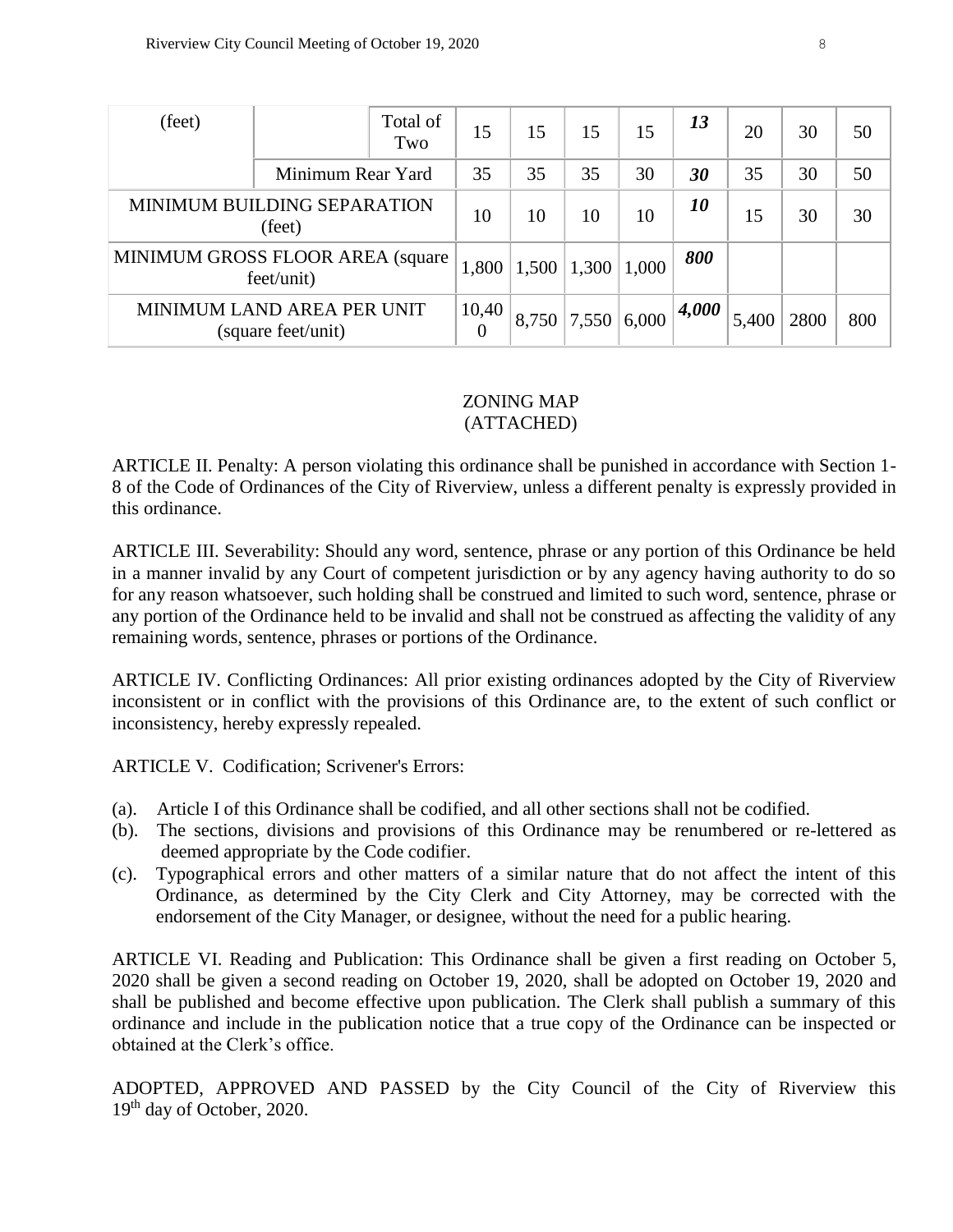| (feet) | | Total of Two | 15 | 15 | 15 | 15 | ***13*** | 20 | 30 | 50 |
|---|---|---|---|---|---|---|---|---|---|---|
| | Minimum Rear Yard | | 35 | 35 | 35 | 30 | ***30*** | 35 | 30 | 50 |
| MINIMUM BUILDING SEPARATION (feet) | | | 10 | 10 | 10 | 10 | ***10*** | 15 | 30 | 30 |
| MINIMUM GROSS FLOOR AREA (square feet/unit) | | | 1,800 | 1,500 | 1,300 | 1,000 | ***800*** | | | |
| MINIMUM LAND AREA PER UNIT (square feet/unit) | | | 10,400 | 8,750 | 7,550 | 6,000 | ***4,000*** | 5,400 | 2800 | 800 |

ZONING MAP
(ATTACHED)

ARTICLE II. Penalty: A person violating this ordinance shall be punished in accordance with Section 1-8 of the Code of Ordinances of the City of Riverview, unless a different penalty is expressly provided in this ordinance.

ARTICLE III. Severability: Should any word, sentence, phrase or any portion of this Ordinance be held in a manner invalid by any Court of competent jurisdiction or by any agency having authority to do so for any reason whatsoever, such holding shall be construed and limited to such word, sentence, phrase or any portion of the Ordinance held to be invalid and shall not be construed as affecting the validity of any remaining words, sentence, phrases or portions of the Ordinance.

ARTICLE IV. Conflicting Ordinances: All prior existing ordinances adopted by the City of Riverview inconsistent or in conflict with the provisions of this Ordinance are, to the extent of such conflict or inconsistency, hereby expressly repealed.

ARTICLE V. Codification; Scrivener's Errors:

(a). Article I of this Ordinance shall be codified, and all other sections shall not be codified.
(b). The sections, divisions and provisions of this Ordinance may be renumbered or re-lettered as deemed appropriate by the Code codifier.
(c). Typographical errors and other matters of a similar nature that do not affect the intent of this Ordinance, as determined by the City Clerk and City Attorney, may be corrected with the endorsement of the City Manager, or designee, without the need for a public hearing.

ARTICLE VI. Reading and Publication: This Ordinance shall be given a first reading on October 5, 2020 shall be given a second reading on October 19, 2020, shall be adopted on October 19, 2020 and shall be published and become effective upon publication. The Clerk shall publish a summary of this ordinance and include in the publication notice that a true copy of the Ordinance can be inspected or obtained at the Clerk's office.

ADOPTED, APPROVED AND PASSED by the City Council of the City of Riverview this 19th day of October, 2020.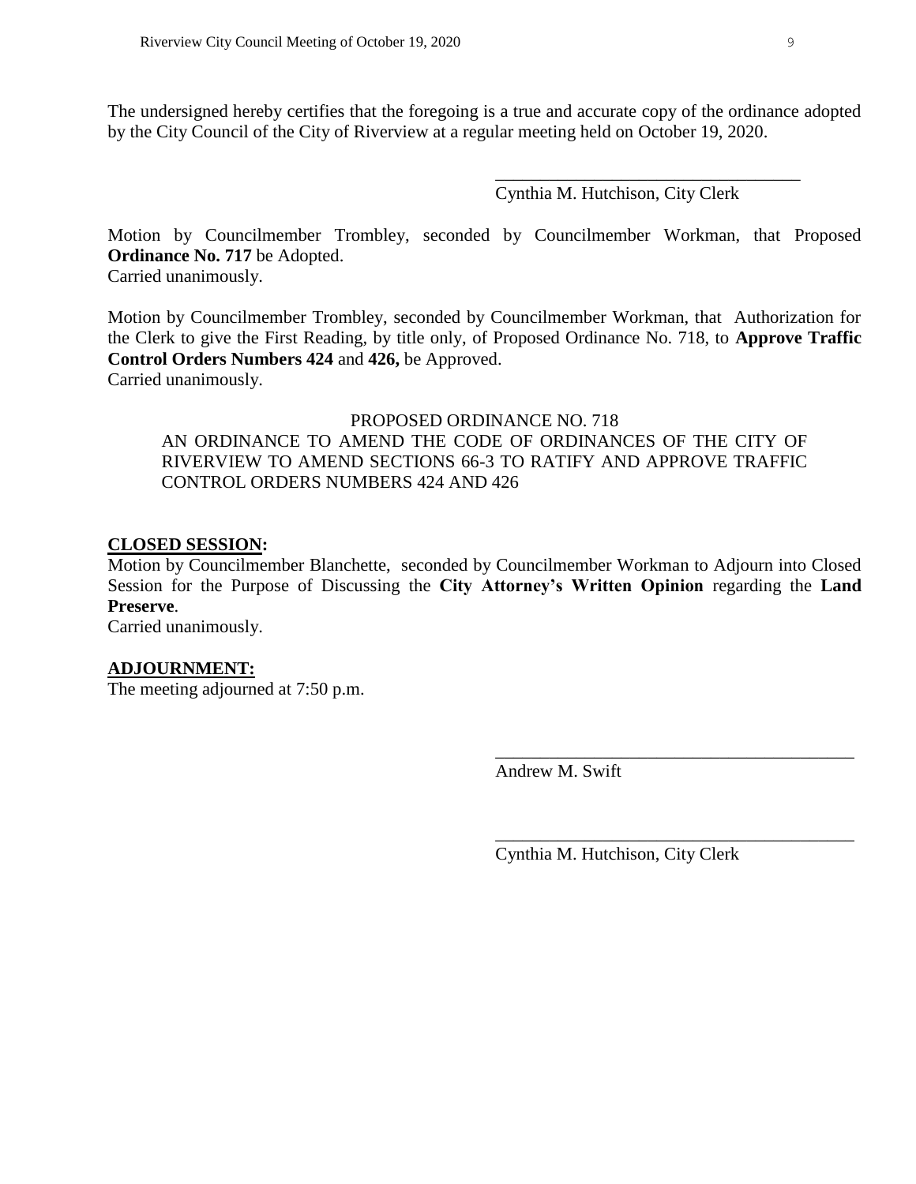The undersigned hereby certifies that the foregoing is a true and accurate copy of the ordinance adopted by the City Council of the City of Riverview at a regular meeting held on October 19, 2020.

\_\_\_\_\_\_\_\_\_\_\_\_\_\_\_\_\_\_\_\_\_\_\_\_\_\_\_\_\_\_\_\_\_\_\_

Cynthia M. Hutchison, City Clerk

Motion by Councilmember Trombley, seconded by Councilmember Workman, that Proposed **Ordinance No. 717** be Adopted.
Carried unanimously.

Motion by Councilmember Trombley, seconded by Councilmember Workman, that Authorization for the Clerk to give the First Reading, by title only, of Proposed Ordinance No. 718, to **Approve Traffic Control Orders Numbers 424** and **426,** be Approved.
Carried unanimously.

PROPOSED ORDINANCE NO. 718
AN ORDINANCE TO AMEND THE CODE OF ORDINANCES OF THE CITY OF RIVERVIEW TO AMEND SECTIONS 66-3 TO RATIFY AND APPROVE TRAFFIC CONTROL ORDERS NUMBERS 424 AND 426

**CLOSED SESSION:**

Motion by Councilmember Blanchette, seconded by Councilmember Workman to Adjourn into Closed Session for the Purpose of Discussing the **City Attorney's Written Opinion** regarding the **Land Preserve**.
Carried unanimously.

**ADJOURNMENT:**

The meeting adjourned at 7:50 p.m.

\_\_\_\_\_\_\_\_\_\_\_\_\_\_\_\_\_\_\_\_\_\_\_\_\_\_\_\_\_\_\_\_\_\_\_\_\_\_\_\_

Andrew M. Swift

\_\_\_\_\_\_\_\_\_\_\_\_\_\_\_\_\_\_\_\_\_\_\_\_\_\_\_\_\_\_\_\_\_\_\_\_\_\_\_\_

Cynthia M. Hutchison, City Clerk